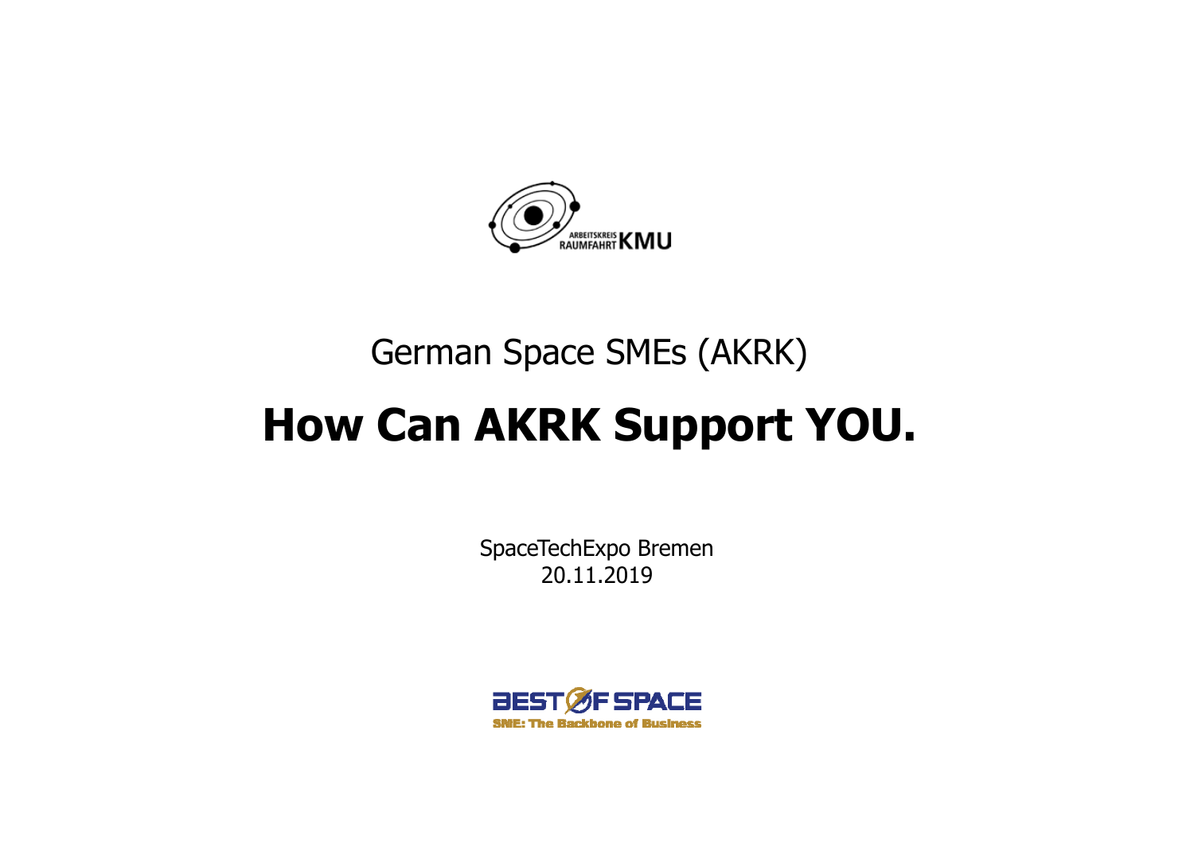ARBEITSKREIS RAUMFAHRT KMU

German Space SMEs (AKRK)

# How Can AKRK Support YOU.

SpaceTechExpo Bremen
20.11.2019

BEST OF SPACE
SME: The Backbone of Business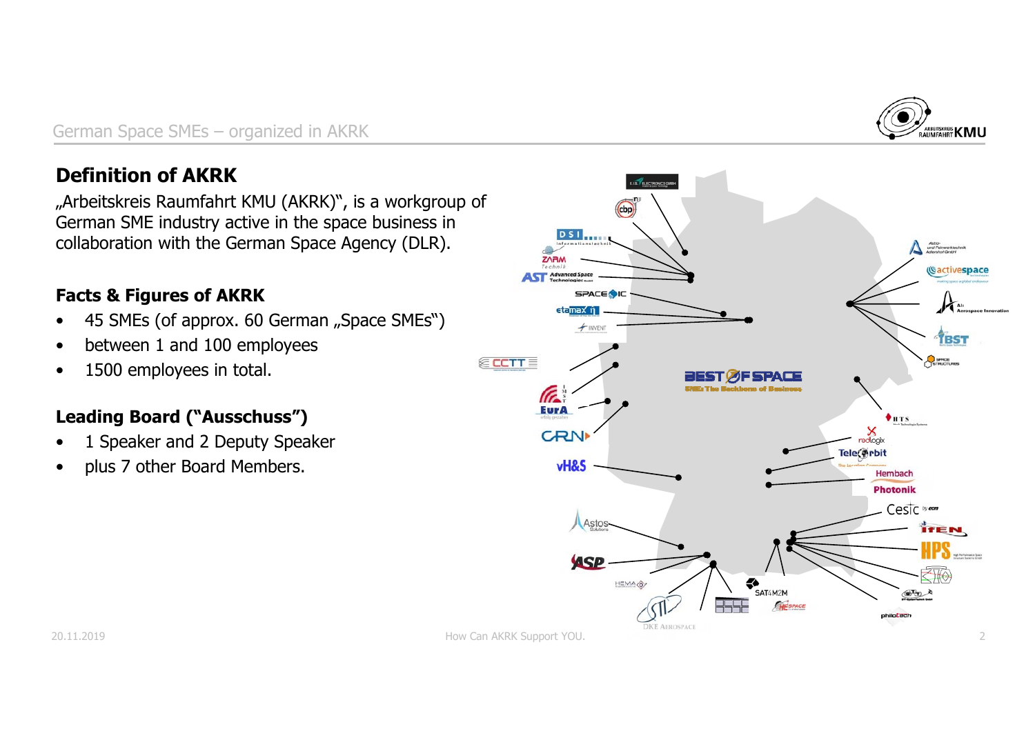## Definition of AKRK

„Arbeitskreis Raumfahrt KMU (AKRK)", is a workgroup of German SME industry active in the space business in collaboration with the German Space Agency (DLR).

### Facts & Figures of AKRK

- 45 SMEs (of approx. 60 German „Space SMEs")
- between 1 and 100 employees
- 1500 employees in total.

### Leading Board ("Ausschuss")

- 1 Speaker and 2 Deputy Speaker
- plus 7 other Board Members.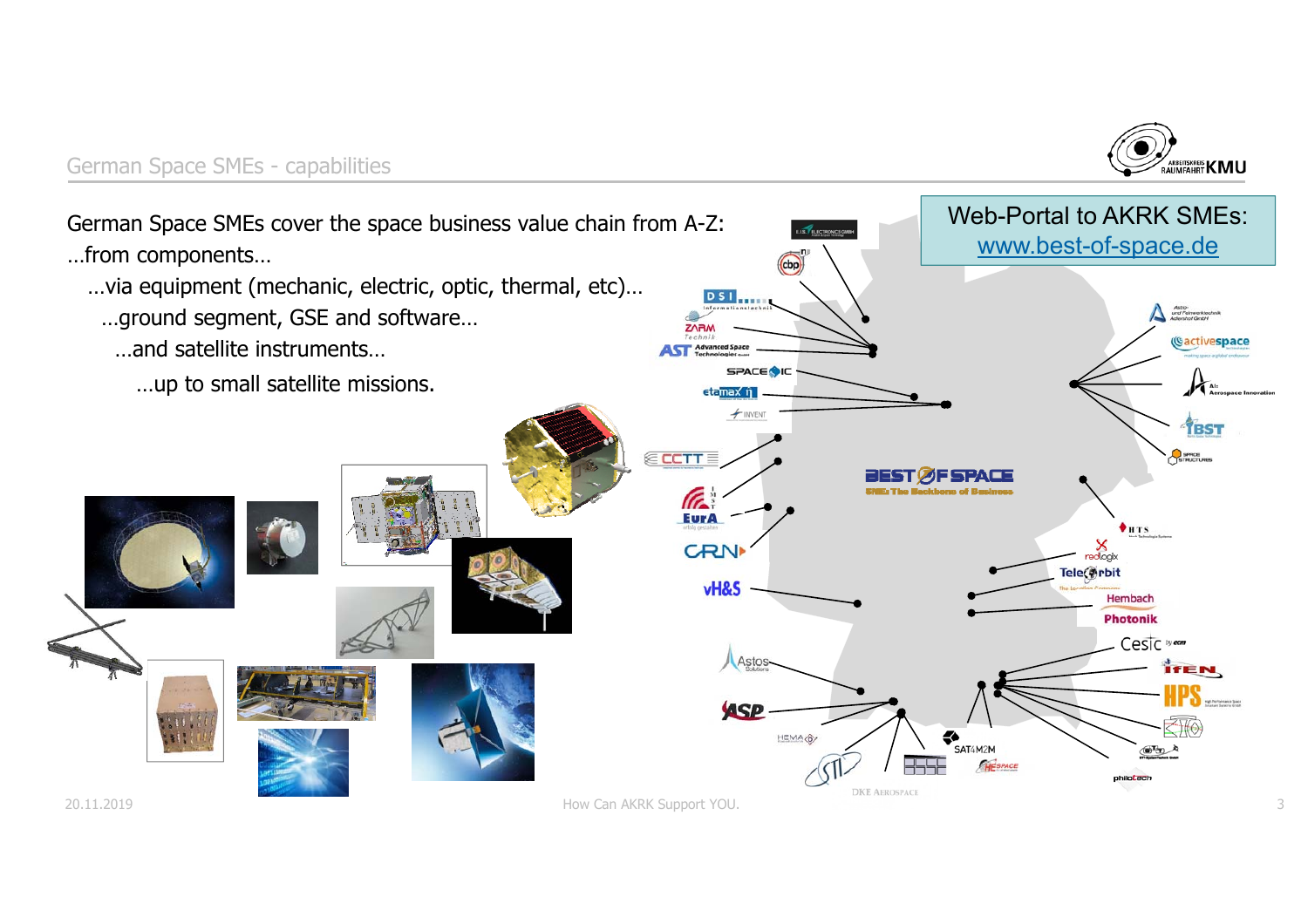# German Space SMEs - capabilities

German Space SMEs cover the space business value chain from A-Z:

…from components…

…via equipment (mechanic, electric, optic, thermal, etc)…

…ground segment, GSE and software…

…and satellite instruments…

…up to small satellite missions.

Web-Portal to AKRK SMEs:
[www.best-of-space.de](www.best-of-space.de)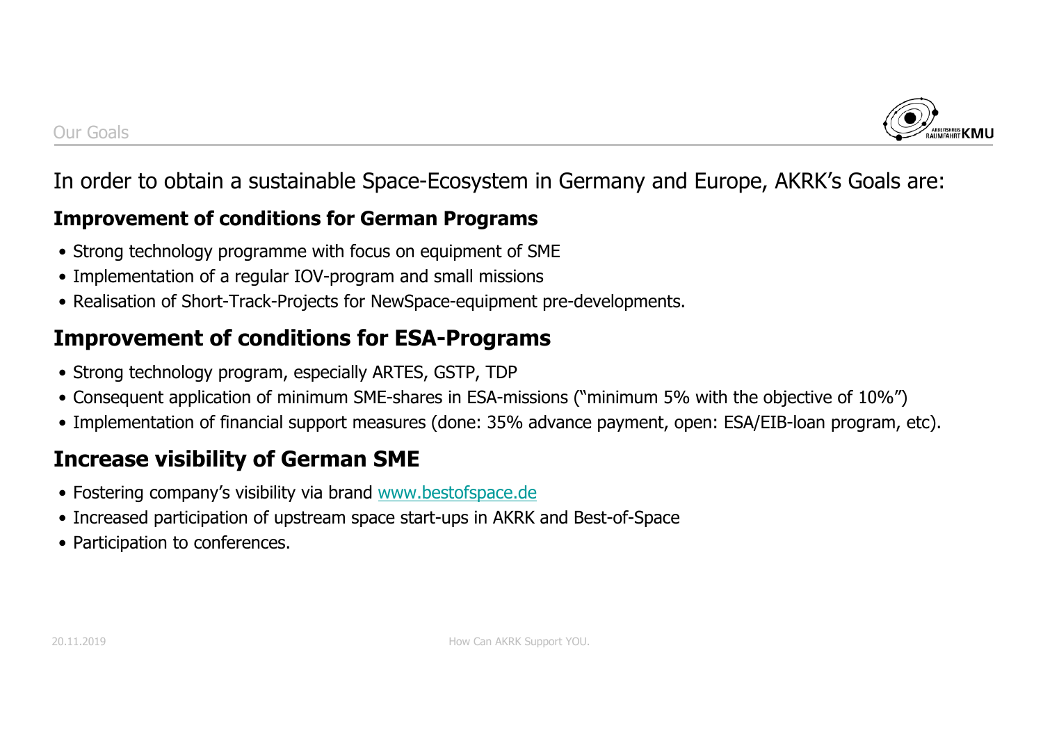## Our Goals

In order to obtain a sustainable Space-Ecosystem in Germany and Europe, AKRK's Goals are:

**Improvement of conditions for German Programs**

- Strong technology programme with focus on equipment of SME
- Implementation of a regular IOV-program and small missions
- Realisation of Short-Track-Projects for NewSpace-equipment pre-developments.

### Improvement of conditions for ESA-Programs

- Strong technology program, especially ARTES, GSTP, TDP
- Consequent application of minimum SME-shares in ESA-missions ("minimum 5% with the objective of 10%")
- Implementation of financial support measures (done: 35% advance payment, open: ESA/EIB-loan program, etc).

### Increase visibility of German SME

- Fostering company's visibility via brand [www.bestofspace.de](http://www.bestofspace.de)
- Increased participation of upstream space start-ups in AKRK and Best-of-Space
- Participation to conferences.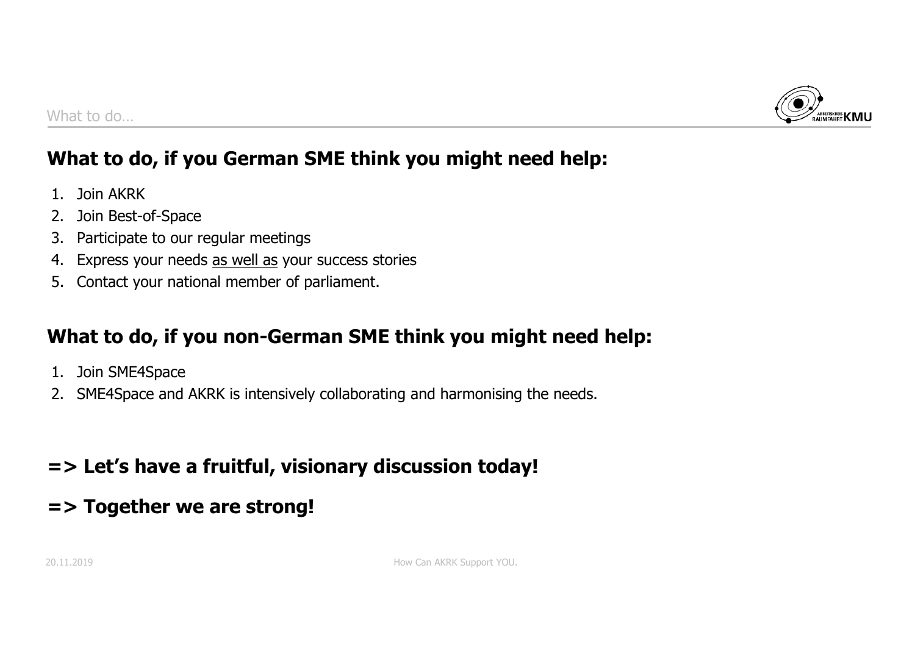## What to do, if you German SME think you might need help:

1. Join AKRK
2. Join Best-of-Space
3. Participate to our regular meetings
4. Express your needs <u>as well as</u> your success stories
5. Contact your national member of parliament.

## What to do, if you non-German SME think you might need help:

1. Join SME4Space
2. SME4Space and AKRK is intensively collaborating and harmonising the needs.

## => Let's have a fruitful, visionary discussion today!

## => Together we are strong!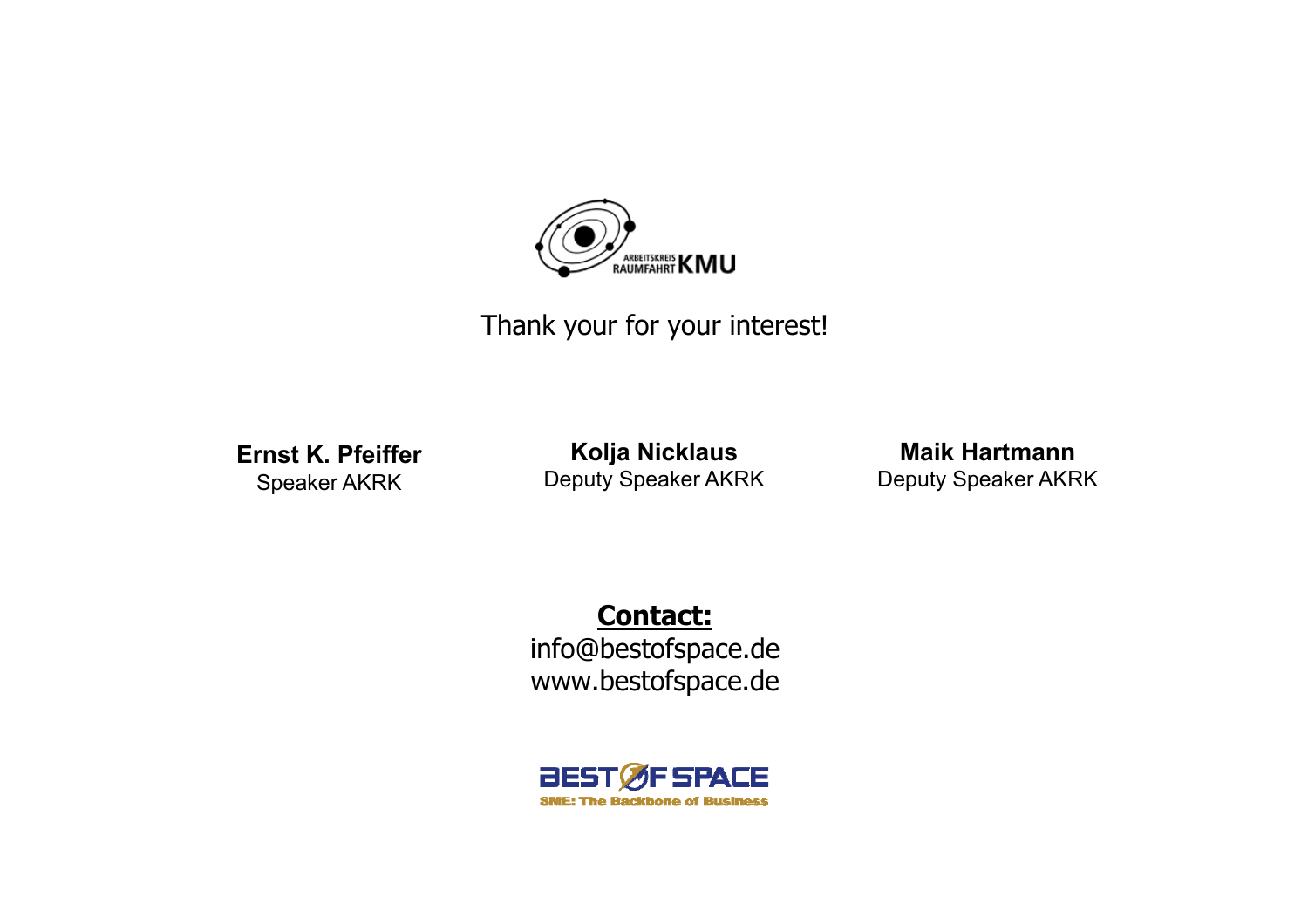ARBEITSKREIS RAUMFAHRT KMU

Thank your for your interest!

**Ernst K. Pfeiffer**
Speaker AKRK

**Kolja Nicklaus**
Deputy Speaker AKRK

**Maik Hartmann**
Deputy Speaker AKRK

**Contact:**
info@bestofspace.de
www.bestofspace.de

BEST OF SPACE
SME: The Backbone of Business